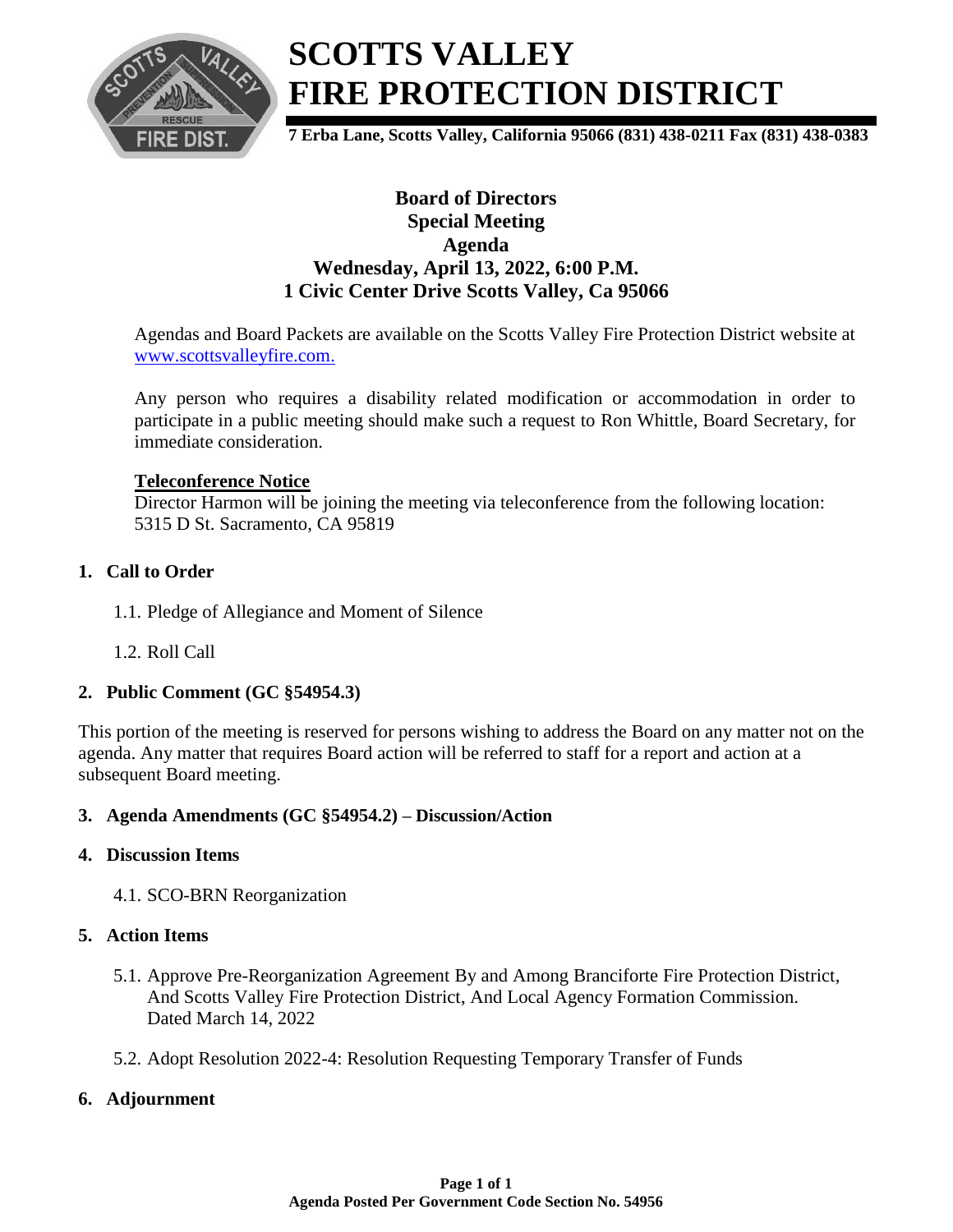# SCOTTS VALLEY FIRE PROTECTION DISTRICT

**7 Erba Lane, Scotts Valley, California 95066 (831) 438-0211 Fax (831) 438-0383**

**Board of Directors**
**Special Meeting**
**Agenda**
**Wednesday, April 13, 2022, 6:00 P.M.**
**1 Civic Center Drive Scotts Valley, Ca 95066**

Agendas and Board Packets are available on the Scotts Valley Fire Protection District website at www.scottsvalleyfire.com.

Any person who requires a disability related modification or accommodation in order to participate in a public meeting should make such a request to Ron Whittle, Board Secretary, for immediate consideration.

**Teleconference Notice**
Director Harmon will be joining the meeting via teleconference from the following location: 5315 D St. Sacramento, CA 95819

## 1. Call to Order

1.1. Pledge of Allegiance and Moment of Silence

1.2. Roll Call

## 2. Public Comment (GC §54954.3)

This portion of the meeting is reserved for persons wishing to address the Board on any matter not on the agenda. Any matter that requires Board action will be referred to staff for a report and action at a subsequent Board meeting.

## 3. Agenda Amendments (GC §54954.2) – Discussion/Action

## 4. Discussion Items

4.1. SCO-BRN Reorganization

## 5. Action Items

5.1. Approve Pre-Reorganization Agreement By and Among Branciforte Fire Protection District, And Scotts Valley Fire Protection District, And Local Agency Formation Commission. Dated March 14, 2022

5.2. Adopt Resolution 2022-4: Resolution Requesting Temporary Transfer of Funds

## 6. Adjournment

**Agenda Posted Per Government Code Section No. 54956**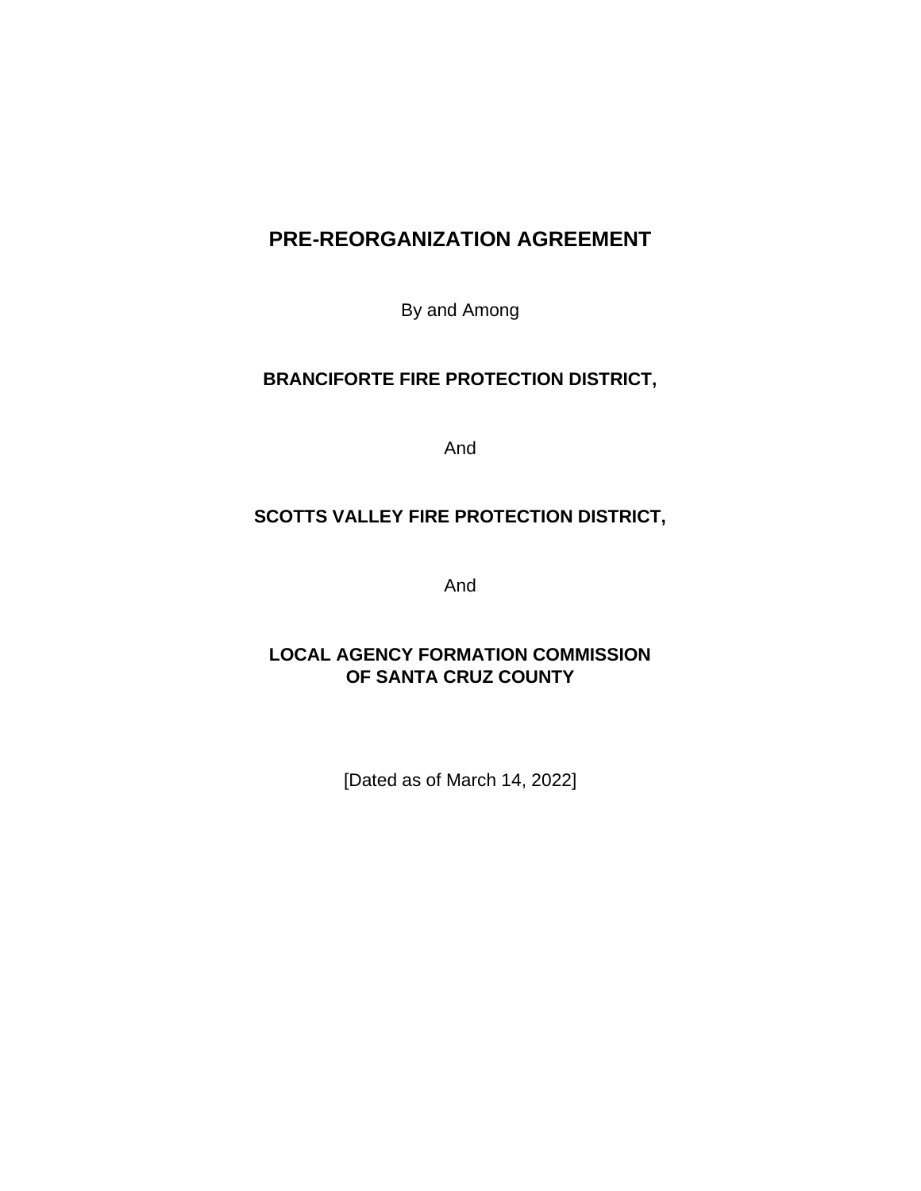# PRE-REORGANIZATION AGREEMENT

By and Among

**BRANCIFORTE FIRE PROTECTION DISTRICT,**

And

**SCOTTS VALLEY FIRE PROTECTION DISTRICT,**

And

**LOCAL AGENCY FORMATION COMMISSION OF SANTA CRUZ COUNTY**

[Dated as of March 14, 2022]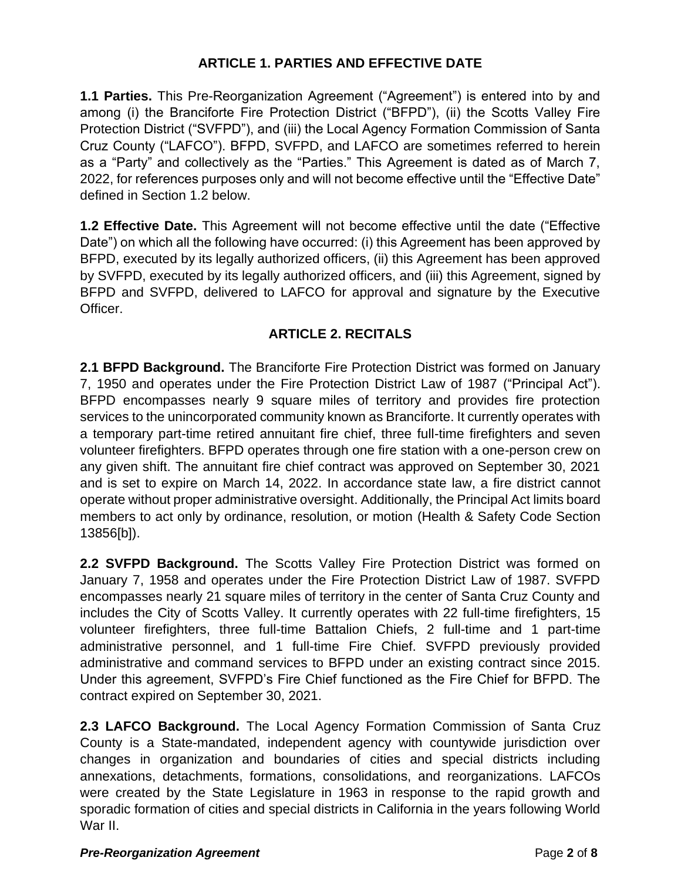## ARTICLE 1. PARTIES AND EFFECTIVE DATE

**1.1 Parties.** This Pre-Reorganization Agreement ("Agreement") is entered into by and among (i) the Branciforte Fire Protection District ("BFPD"), (ii) the Scotts Valley Fire Protection District ("SVFPD"), and (iii) the Local Agency Formation Commission of Santa Cruz County ("LAFCO"). BFPD, SVFPD, and LAFCO are sometimes referred to herein as a "Party" and collectively as the "Parties." This Agreement is dated as of March 7, 2022, for references purposes only and will not become effective until the "Effective Date" defined in Section 1.2 below.

**1.2 Effective Date.** This Agreement will not become effective until the date ("Effective Date") on which all the following have occurred: (i) this Agreement has been approved by BFPD, executed by its legally authorized officers, (ii) this Agreement has been approved by SVFPD, executed by its legally authorized officers, and (iii) this Agreement, signed by BFPD and SVFPD, delivered to LAFCO for approval and signature by the Executive Officer.

## ARTICLE 2. RECITALS

**2.1 BFPD Background.** The Branciforte Fire Protection District was formed on January 7, 1950 and operates under the Fire Protection District Law of 1987 ("Principal Act"). BFPD encompasses nearly 9 square miles of territory and provides fire protection services to the unincorporated community known as Branciforte. It currently operates with a temporary part-time retired annuitant fire chief, three full-time firefighters and seven volunteer firefighters. BFPD operates through one fire station with a one-person crew on any given shift. The annuitant fire chief contract was approved on September 30, 2021 and is set to expire on March 14, 2022. In accordance state law, a fire district cannot operate without proper administrative oversight. Additionally, the Principal Act limits board members to act only by ordinance, resolution, or motion (Health & Safety Code Section 13856[b]).

**2.2 SVFPD Background.** The Scotts Valley Fire Protection District was formed on January 7, 1958 and operates under the Fire Protection District Law of 1987. SVFPD encompasses nearly 21 square miles of territory in the center of Santa Cruz County and includes the City of Scotts Valley. It currently operates with 22 full-time firefighters, 15 volunteer firefighters, three full-time Battalion Chiefs, 2 full-time and 1 part-time administrative personnel, and 1 full-time Fire Chief. SVFPD previously provided administrative and command services to BFPD under an existing contract since 2015. Under this agreement, SVFPD's Fire Chief functioned as the Fire Chief for BFPD. The contract expired on September 30, 2021.

**2.3 LAFCO Background.** The Local Agency Formation Commission of Santa Cruz County is a State-mandated, independent agency with countywide jurisdiction over changes in organization and boundaries of cities and special districts including annexations, detachments, formations, consolidations, and reorganizations. LAFCOs were created by the State Legislature in 1963 in response to the rapid growth and sporadic formation of cities and special districts in California in the years following World War II.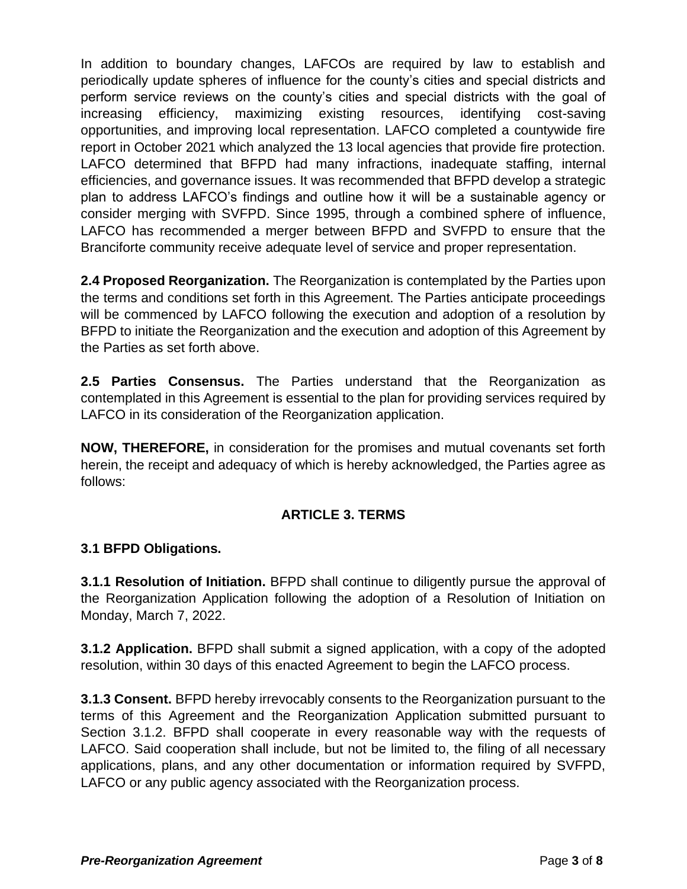In addition to boundary changes, LAFCOs are required by law to establish and periodically update spheres of influence for the county's cities and special districts and perform service reviews on the county's cities and special districts with the goal of increasing efficiency, maximizing existing resources, identifying cost-saving opportunities, and improving local representation. LAFCO completed a countywide fire report in October 2021 which analyzed the 13 local agencies that provide fire protection. LAFCO determined that BFPD had many infractions, inadequate staffing, internal efficiencies, and governance issues. It was recommended that BFPD develop a strategic plan to address LAFCO's findings and outline how it will be a sustainable agency or consider merging with SVFPD. Since 1995, through a combined sphere of influence, LAFCO has recommended a merger between BFPD and SVFPD to ensure that the Branciforte community receive adequate level of service and proper representation.

**2.4 Proposed Reorganization.** The Reorganization is contemplated by the Parties upon the terms and conditions set forth in this Agreement. The Parties anticipate proceedings will be commenced by LAFCO following the execution and adoption of a resolution by BFPD to initiate the Reorganization and the execution and adoption of this Agreement by the Parties as set forth above.

**2.5 Parties Consensus.** The Parties understand that the Reorganization as contemplated in this Agreement is essential to the plan for providing services required by LAFCO in its consideration of the Reorganization application.

**NOW, THEREFORE,** in consideration for the promises and mutual covenants set forth herein, the receipt and adequacy of which is hereby acknowledged, the Parties agree as follows:

## ARTICLE 3. TERMS

### 3.1 BFPD Obligations.

**3.1.1 Resolution of Initiation.** BFPD shall continue to diligently pursue the approval of the Reorganization Application following the adoption of a Resolution of Initiation on Monday, March 7, 2022.

**3.1.2 Application.** BFPD shall submit a signed application, with a copy of the adopted resolution, within 30 days of this enacted Agreement to begin the LAFCO process.

**3.1.3 Consent.** BFPD hereby irrevocably consents to the Reorganization pursuant to the terms of this Agreement and the Reorganization Application submitted pursuant to Section 3.1.2. BFPD shall cooperate in every reasonable way with the requests of LAFCO. Said cooperation shall include, but not be limited to, the filing of all necessary applications, plans, and any other documentation or information required by SVFPD, LAFCO or any public agency associated with the Reorganization process.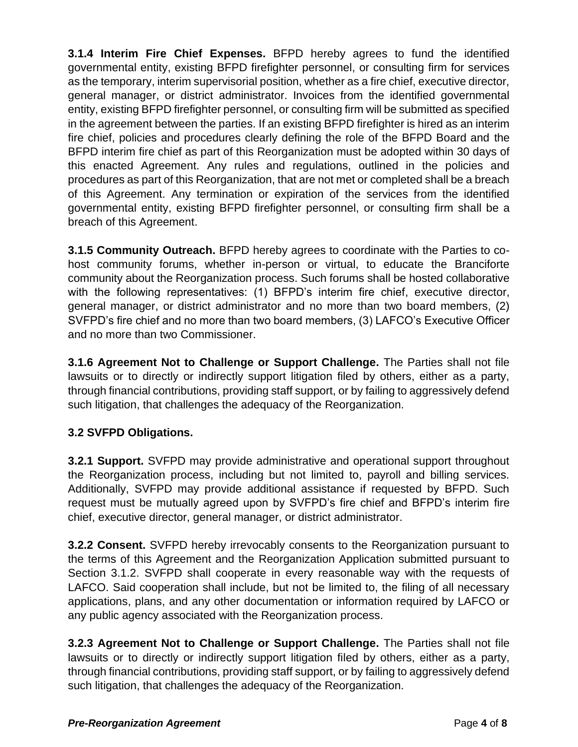**3.1.4 Interim Fire Chief Expenses.** BFPD hereby agrees to fund the identified governmental entity, existing BFPD firefighter personnel, or consulting firm for services as the temporary, interim supervisorial position, whether as a fire chief, executive director, general manager, or district administrator. Invoices from the identified governmental entity, existing BFPD firefighter personnel, or consulting firm will be submitted as specified in the agreement between the parties. If an existing BFPD firefighter is hired as an interim fire chief, policies and procedures clearly defining the role of the BFPD Board and the BFPD interim fire chief as part of this Reorganization must be adopted within 30 days of this enacted Agreement. Any rules and regulations, outlined in the policies and procedures as part of this Reorganization, that are not met or completed shall be a breach of this Agreement. Any termination or expiration of the services from the identified governmental entity, existing BFPD firefighter personnel, or consulting firm shall be a breach of this Agreement.

**3.1.5 Community Outreach.** BFPD hereby agrees to coordinate with the Parties to co-host community forums, whether in-person or virtual, to educate the Branciforte community about the Reorganization process. Such forums shall be hosted collaborative with the following representatives: (1) BFPD's interim fire chief, executive director, general manager, or district administrator and no more than two board members, (2) SVFPD's fire chief and no more than two board members, (3) LAFCO's Executive Officer and no more than two Commissioner.

**3.1.6 Agreement Not to Challenge or Support Challenge.** The Parties shall not file lawsuits or to directly or indirectly support litigation filed by others, either as a party, through financial contributions, providing staff support, or by failing to aggressively defend such litigation, that challenges the adequacy of the Reorganization.

**3.2 SVFPD Obligations.**

**3.2.1 Support.** SVFPD may provide administrative and operational support throughout the Reorganization process, including but not limited to, payroll and billing services. Additionally, SVFPD may provide additional assistance if requested by BFPD. Such request must be mutually agreed upon by SVFPD's fire chief and BFPD's interim fire chief, executive director, general manager, or district administrator.

**3.2.2 Consent.** SVFPD hereby irrevocably consents to the Reorganization pursuant to the terms of this Agreement and the Reorganization Application submitted pursuant to Section 3.1.2. SVFPD shall cooperate in every reasonable way with the requests of LAFCO. Said cooperation shall include, but not be limited to, the filing of all necessary applications, plans, and any other documentation or information required by LAFCO or any public agency associated with the Reorganization process.

**3.2.3 Agreement Not to Challenge or Support Challenge.** The Parties shall not file lawsuits or to directly or indirectly support litigation filed by others, either as a party, through financial contributions, providing staff support, or by failing to aggressively defend such litigation, that challenges the adequacy of the Reorganization.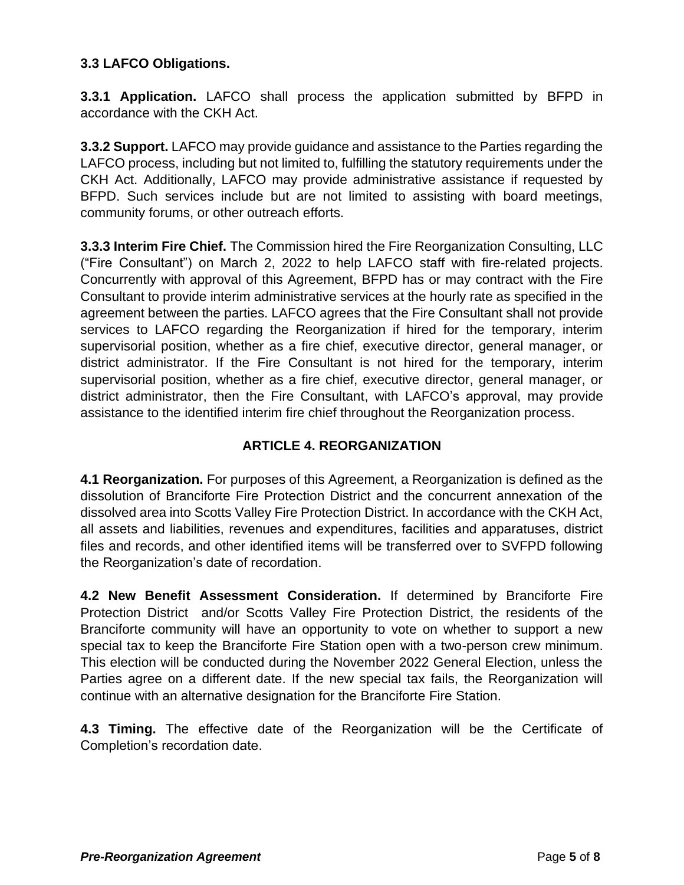**3.3 LAFCO Obligations.**

**3.3.1 Application.** LAFCO shall process the application submitted by BFPD in accordance with the CKH Act.

**3.3.2 Support.** LAFCO may provide guidance and assistance to the Parties regarding the LAFCO process, including but not limited to, fulfilling the statutory requirements under the CKH Act. Additionally, LAFCO may provide administrative assistance if requested by BFPD. Such services include but are not limited to assisting with board meetings, community forums, or other outreach efforts.

**3.3.3 Interim Fire Chief.** The Commission hired the Fire Reorganization Consulting, LLC ("Fire Consultant") on March 2, 2022 to help LAFCO staff with fire-related projects. Concurrently with approval of this Agreement, BFPD has or may contract with the Fire Consultant to provide interim administrative services at the hourly rate as specified in the agreement between the parties. LAFCO agrees that the Fire Consultant shall not provide services to LAFCO regarding the Reorganization if hired for the temporary, interim supervisorial position, whether as a fire chief, executive director, general manager, or district administrator. If the Fire Consultant is not hired for the temporary, interim supervisorial position, whether as a fire chief, executive director, general manager, or district administrator, then the Fire Consultant, with LAFCO's approval, may provide assistance to the identified interim fire chief throughout the Reorganization process.

## ARTICLE 4. REORGANIZATION

**4.1 Reorganization.** For purposes of this Agreement, a Reorganization is defined as the dissolution of Branciforte Fire Protection District and the concurrent annexation of the dissolved area into Scotts Valley Fire Protection District. In accordance with the CKH Act, all assets and liabilities, revenues and expenditures, facilities and apparatuses, district files and records, and other identified items will be transferred over to SVFPD following the Reorganization's date of recordation.

**4.2 New Benefit Assessment Consideration.** If determined by Branciforte Fire Protection District and/or Scotts Valley Fire Protection District, the residents of the Branciforte community will have an opportunity to vote on whether to support a new special tax to keep the Branciforte Fire Station open with a two-person crew minimum. This election will be conducted during the November 2022 General Election, unless the Parties agree on a different date. If the new special tax fails, the Reorganization will continue with an alternative designation for the Branciforte Fire Station.

**4.3 Timing.** The effective date of the Reorganization will be the Certificate of Completion's recordation date.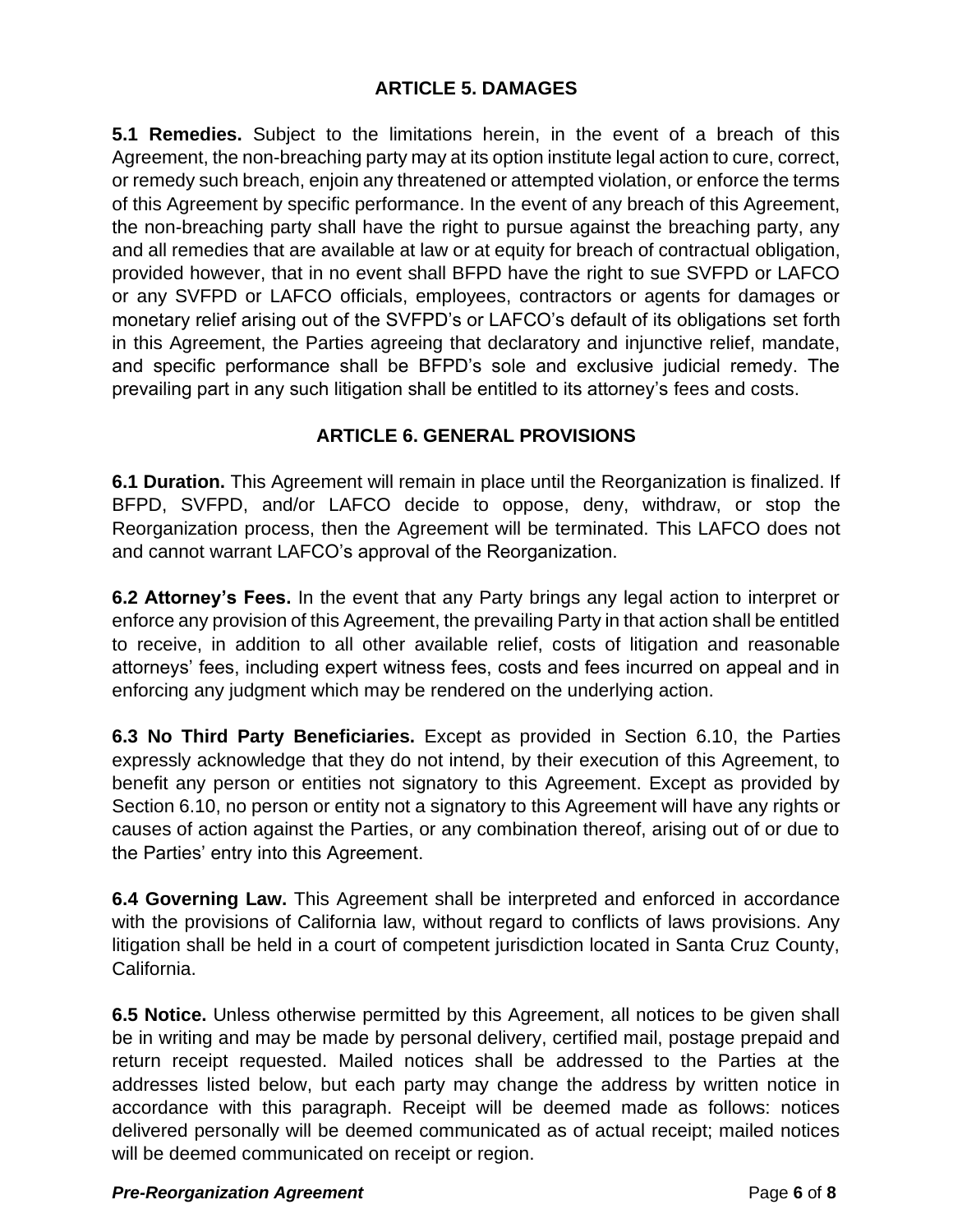## ARTICLE 5. DAMAGES

**5.1 Remedies.** Subject to the limitations herein, in the event of a breach of this Agreement, the non-breaching party may at its option institute legal action to cure, correct, or remedy such breach, enjoin any threatened or attempted violation, or enforce the terms of this Agreement by specific performance. In the event of any breach of this Agreement, the non-breaching party shall have the right to pursue against the breaching party, any and all remedies that are available at law or at equity for breach of contractual obligation, provided however, that in no event shall BFPD have the right to sue SVFPD or LAFCO or any SVFPD or LAFCO officials, employees, contractors or agents for damages or monetary relief arising out of the SVFPD's or LAFCO's default of its obligations set forth in this Agreement, the Parties agreeing that declaratory and injunctive relief, mandate, and specific performance shall be BFPD's sole and exclusive judicial remedy. The prevailing part in any such litigation shall be entitled to its attorney's fees and costs.

## ARTICLE 6. GENERAL PROVISIONS

**6.1 Duration.** This Agreement will remain in place until the Reorganization is finalized. If BFPD, SVFPD, and/or LAFCO decide to oppose, deny, withdraw, or stop the Reorganization process, then the Agreement will be terminated. This LAFCO does not and cannot warrant LAFCO's approval of the Reorganization.

**6.2 Attorney's Fees.** In the event that any Party brings any legal action to interpret or enforce any provision of this Agreement, the prevailing Party in that action shall be entitled to receive, in addition to all other available relief, costs of litigation and reasonable attorneys' fees, including expert witness fees, costs and fees incurred on appeal and in enforcing any judgment which may be rendered on the underlying action.

**6.3 No Third Party Beneficiaries.** Except as provided in Section 6.10, the Parties expressly acknowledge that they do not intend, by their execution of this Agreement, to benefit any person or entities not signatory to this Agreement. Except as provided by Section 6.10, no person or entity not a signatory to this Agreement will have any rights or causes of action against the Parties, or any combination thereof, arising out of or due to the Parties' entry into this Agreement.

**6.4 Governing Law.** This Agreement shall be interpreted and enforced in accordance with the provisions of California law, without regard to conflicts of laws provisions. Any litigation shall be held in a court of competent jurisdiction located in Santa Cruz County, California.

**6.5 Notice.** Unless otherwise permitted by this Agreement, all notices to be given shall be in writing and may be made by personal delivery, certified mail, postage prepaid and return receipt requested. Mailed notices shall be addressed to the Parties at the addresses listed below, but each party may change the address by written notice in accordance with this paragraph. Receipt will be deemed made as follows: notices delivered personally will be deemed communicated as of actual receipt; mailed notices will be deemed communicated on receipt or region.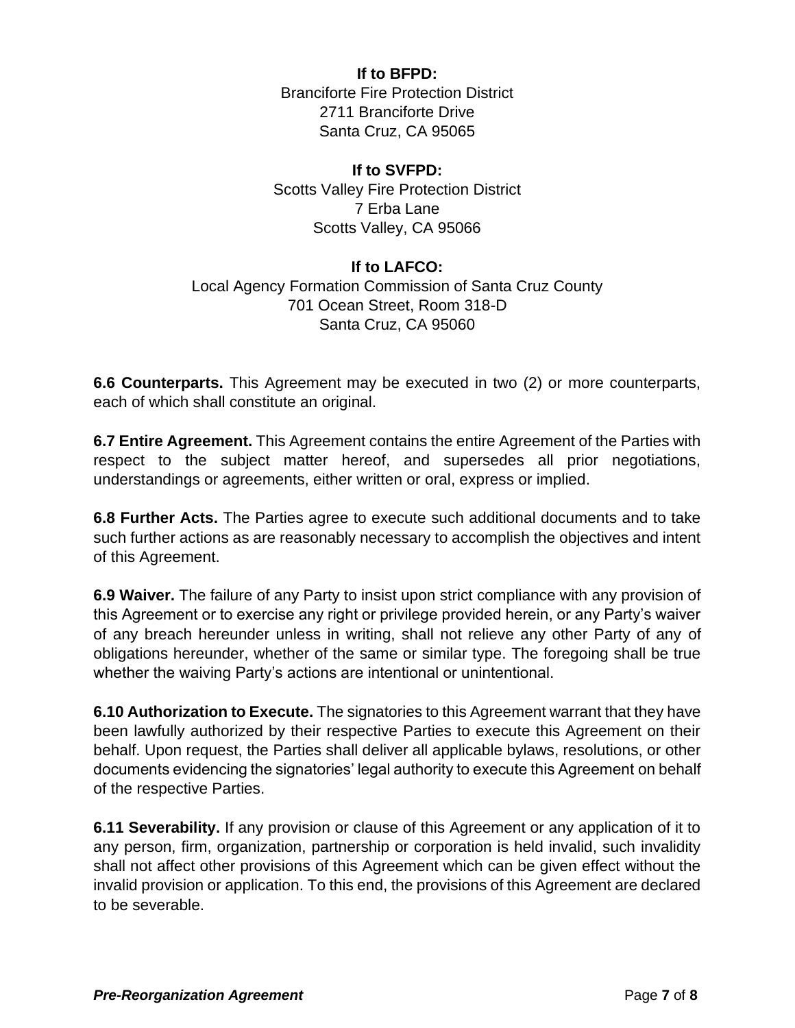**If to BFPD:**
Branciforte Fire Protection District
2711 Branciforte Drive
Santa Cruz, CA 95065

**If to SVFPD:**
Scotts Valley Fire Protection District
7 Erba Lane
Scotts Valley, CA 95066

**If to LAFCO:**
Local Agency Formation Commission of Santa Cruz County
701 Ocean Street, Room 318-D
Santa Cruz, CA 95060

**6.6 Counterparts.** This Agreement may be executed in two (2) or more counterparts, each of which shall constitute an original.

**6.7 Entire Agreement.** This Agreement contains the entire Agreement of the Parties with respect to the subject matter hereof, and supersedes all prior negotiations, understandings or agreements, either written or oral, express or implied.

**6.8 Further Acts.** The Parties agree to execute such additional documents and to take such further actions as are reasonably necessary to accomplish the objectives and intent of this Agreement.

**6.9 Waiver.** The failure of any Party to insist upon strict compliance with any provision of this Agreement or to exercise any right or privilege provided herein, or any Party's waiver of any breach hereunder unless in writing, shall not relieve any other Party of any of obligations hereunder, whether of the same or similar type. The foregoing shall be true whether the waiving Party's actions are intentional or unintentional.

**6.10 Authorization to Execute.** The signatories to this Agreement warrant that they have been lawfully authorized by their respective Parties to execute this Agreement on their behalf. Upon request, the Parties shall deliver all applicable bylaws, resolutions, or other documents evidencing the signatories' legal authority to execute this Agreement on behalf of the respective Parties.

**6.11 Severability.** If any provision or clause of this Agreement or any application of it to any person, firm, organization, partnership or corporation is held invalid, such invalidity shall not affect other provisions of this Agreement which can be given effect without the invalid provision or application. To this end, the provisions of this Agreement are declared to be severable.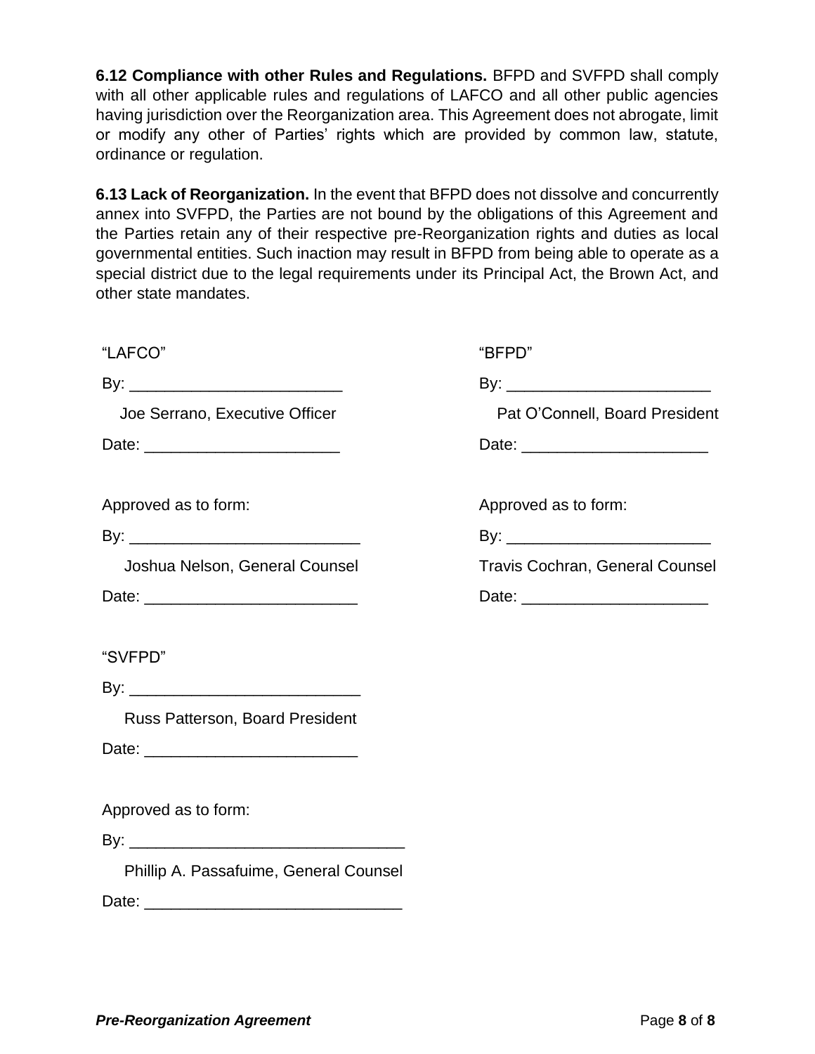**6.12 Compliance with other Rules and Regulations.** BFPD and SVFPD shall comply with all other applicable rules and regulations of LAFCO and all other public agencies having jurisdiction over the Reorganization area. This Agreement does not abrogate, limit or modify any other of Parties' rights which are provided by common law, statute, ordinance or regulation.

**6.13 Lack of Reorganization.** In the event that BFPD does not dissolve and concurrently annex into SVFPD, the Parties are not bound by the obligations of this Agreement and the Parties retain any of their respective pre-Reorganization rights and duties as local governmental entities. Such inaction may result in BFPD from being able to operate as a special district due to the legal requirements under its Principal Act, the Brown Act, and other state mandates.

"LAFCO"

By: ________________________

Joe Serrano, Executive Officer

Date: ______________________

Approved as to form:

By: __________________________

Joshua Nelson, General Counsel

Date: ________________________

"BFPD"

By: _______________________

Pat O'Connell, Board President

Date: _____________________

Approved as to form:

By: _______________________

Travis Cochran, General Counsel

Date: _____________________

"SVFPD"

By: __________________________

Russ Patterson, Board President

Date: ________________________

Approved as to form:

By: _______________________________

Phillip A. Passafuime, General Counsel

Date: _____________________________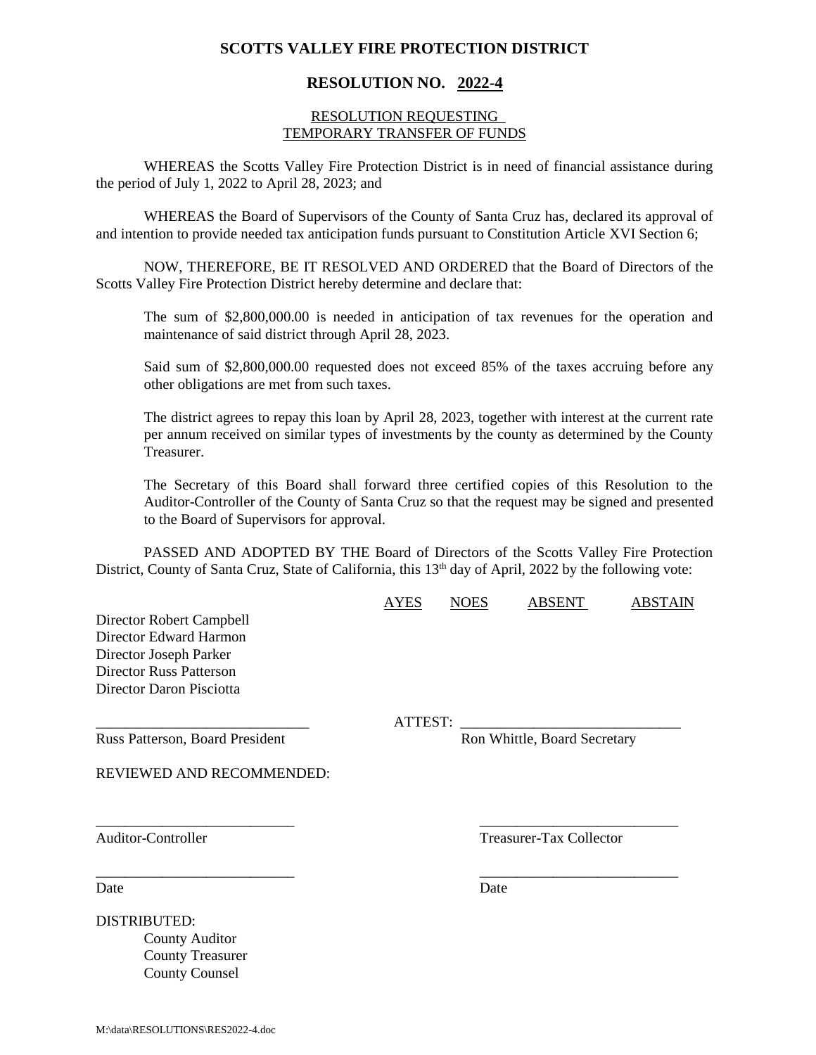**SCOTTS VALLEY FIRE PROTECTION DISTRICT**

**RESOLUTION NO. 2022-4**

RESOLUTION REQUESTING
TEMPORARY TRANSFER OF FUNDS

WHEREAS the Scotts Valley Fire Protection District is in need of financial assistance during the period of July 1, 2022 to April 28, 2023; and

WHEREAS the Board of Supervisors of the County of Santa Cruz has, declared its approval of and intention to provide needed tax anticipation funds pursuant to Constitution Article XVI Section 6;

NOW, THEREFORE, BE IT RESOLVED AND ORDERED that the Board of Directors of the Scotts Valley Fire Protection District hereby determine and declare that:

The sum of $2,800,000.00 is needed in anticipation of tax revenues for the operation and maintenance of said district through April 28, 2023.

Said sum of $2,800,000.00 requested does not exceed 85% of the taxes accruing before any other obligations are met from such taxes.

The district agrees to repay this loan by April 28, 2023, together with interest at the current rate per annum received on similar types of investments by the county as determined by the County Treasurer.

The Secretary of this Board shall forward three certified copies of this Resolution to the Auditor-Controller of the County of Santa Cruz so that the request may be signed and presented to the Board of Supervisors for approval.

PASSED AND ADOPTED BY THE Board of Directors of the Scotts Valley Fire Protection District, County of Santa Cruz, State of California, this 13th day of April, 2022 by the following vote:

| | AYES | NOES | ABSENT | ABSTAIN |
|---|---|---|---|---|
| Director Robert Campbell | | | | |
| Director Edward Harmon | | | | |
| Director Joseph Parker | | | | |
| Director Russ Patterson | | | | |
| Director Daron Pisciotta | | | | |

\_\_\_\_\_\_\_\_\_\_\_\_\_\_\_\_\_\_\_\_\_\_\_\_\_\_\_\_ ATTEST: \_\_\_\_\_\_\_\_\_\_\_\_\_\_\_\_\_\_\_\_\_\_\_\_\_\_\_\_

Russ Patterson, Board President — Ron Whittle, Board Secretary

REVIEWED AND RECOMMENDED:

\_\_\_\_\_\_\_\_\_\_\_\_\_\_\_\_\_\_\_\_\_\_\_\_\_\_ \_\_\_\_\_\_\_\_\_\_\_\_\_\_\_\_\_\_\_\_\_\_\_\_\_\_

Auditor-Controller — Treasurer-Tax Collector

\_\_\_\_\_\_\_\_\_\_\_\_\_\_\_\_\_\_\_\_\_\_\_\_\_\_ \_\_\_\_\_\_\_\_\_\_\_\_\_\_\_\_\_\_\_\_\_\_\_\_\_\_

Date — Date

DISTRIBUTED:

- County Auditor
- County Treasurer
- County Counsel

M:\data\RESOLUTIONS\RES2022-4.doc